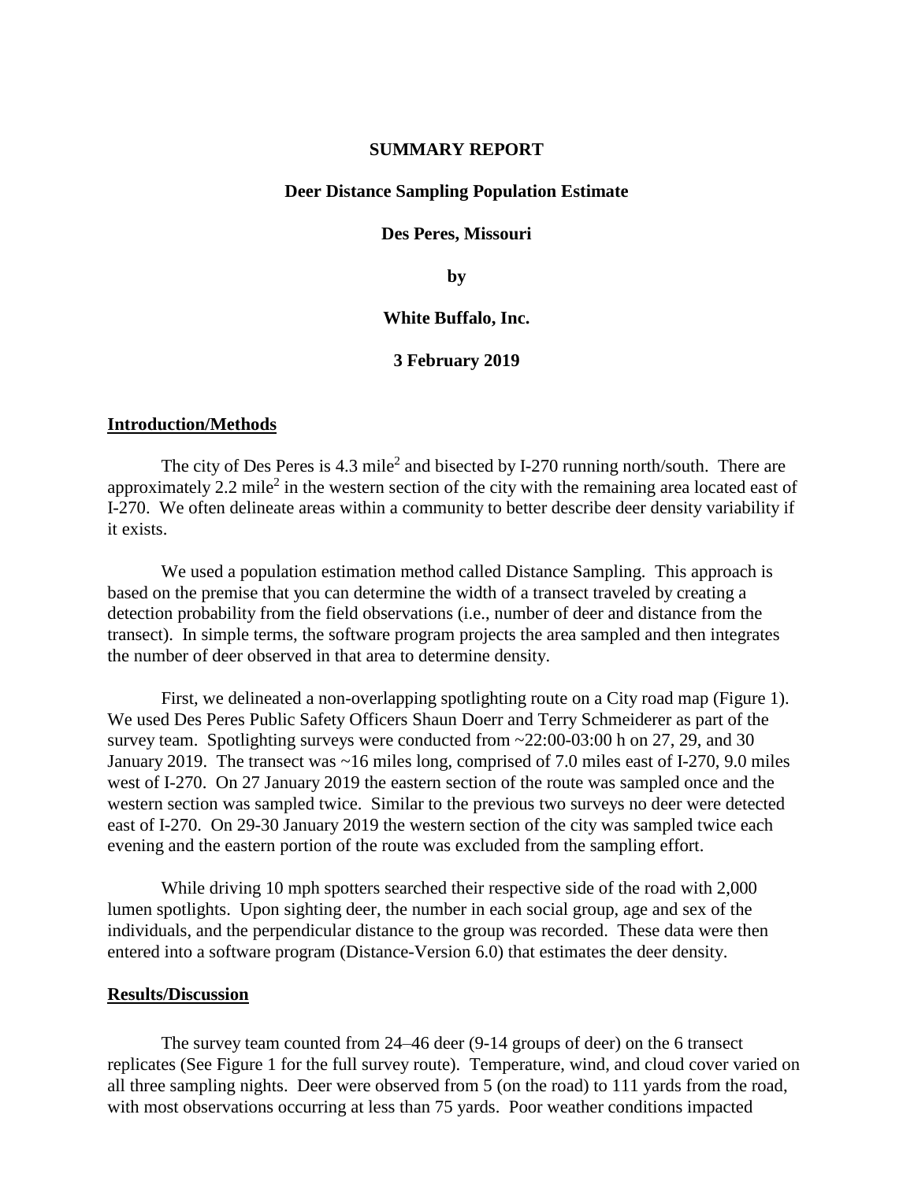**SUMMARY REPORT**

**Deer Distance Sampling Population Estimate**

**Des Peres, Missouri**

**by**

**White Buffalo, Inc.**

**3 February 2019**

## Introduction/Methods

The city of Des Peres is 4.3 mile$^2$ and bisected by I-270 running north/south. There are approximately 2.2 mile$^2$ in the western section of the city with the remaining area located east of I-270. We often delineate areas within a community to better describe deer density variability if it exists.

We used a population estimation method called Distance Sampling. This approach is based on the premise that you can determine the width of a transect traveled by creating a detection probability from the field observations (i.e., number of deer and distance from the transect). In simple terms, the software program projects the area sampled and then integrates the number of deer observed in that area to determine density.

First, we delineated a non-overlapping spotlighting route on a City road map (Figure 1). We used Des Peres Public Safety Officers Shaun Doerr and Terry Schmeiderer as part of the survey team. Spotlighting surveys were conducted from ~22:00-03:00 h on 27, 29, and 30 January 2019. The transect was ~16 miles long, comprised of 7.0 miles east of I-270, 9.0 miles west of I-270. On 27 January 2019 the eastern section of the route was sampled once and the western section was sampled twice. Similar to the previous two surveys no deer were detected east of I-270. On 29-30 January 2019 the western section of the city was sampled twice each evening and the eastern portion of the route was excluded from the sampling effort.

While driving 10 mph spotters searched their respective side of the road with 2,000 lumen spotlights. Upon sighting deer, the number in each social group, age and sex of the individuals, and the perpendicular distance to the group was recorded. These data were then entered into a software program (Distance-Version 6.0) that estimates the deer density.

## Results/Discussion

The survey team counted from 24–46 deer (9-14 groups of deer) on the 6 transect replicates (See Figure 1 for the full survey route). Temperature, wind, and cloud cover varied on all three sampling nights. Deer were observed from 5 (on the road) to 111 yards from the road, with most observations occurring at less than 75 yards. Poor weather conditions impacted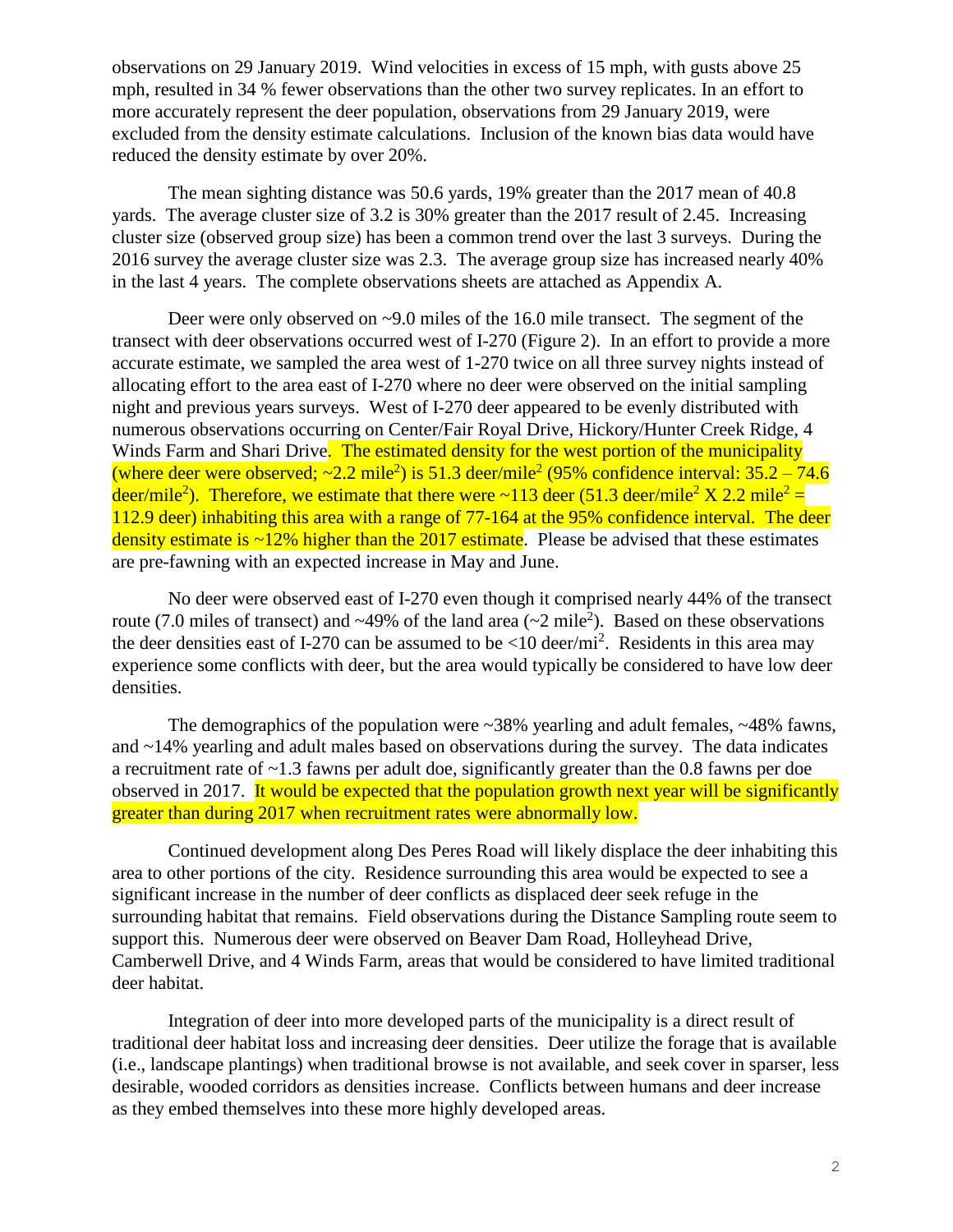observations on 29 January 2019. Wind velocities in excess of 15 mph, with gusts above 25 mph, resulted in 34 % fewer observations than the other two survey replicates. In an effort to more accurately represent the deer population, observations from 29 January 2019, were excluded from the density estimate calculations. Inclusion of the known bias data would have reduced the density estimate by over 20%.

The mean sighting distance was 50.6 yards, 19% greater than the 2017 mean of 40.8 yards. The average cluster size of 3.2 is 30% greater than the 2017 result of 2.45. Increasing cluster size (observed group size) has been a common trend over the last 3 surveys. During the 2016 survey the average cluster size was 2.3. The average group size has increased nearly 40% in the last 4 years. The complete observations sheets are attached as Appendix A.

Deer were only observed on ~9.0 miles of the 16.0 mile transect. The segment of the transect with deer observations occurred west of I-270 (Figure 2). In an effort to provide a more accurate estimate, we sampled the area west of 1-270 twice on all three survey nights instead of allocating effort to the area east of I-270 where no deer were observed on the initial sampling night and previous years surveys. West of I-270 deer appeared to be evenly distributed with numerous observations occurring on Center/Fair Royal Drive, Hickory/Hunter Creek Ridge, 4 Winds Farm and Shari Drive. The estimated density for the west portion of the municipality (where deer were observed; ~2.2 mile$^2$) is 51.3 deer/mile$^2$ (95% confidence interval: 35.2 – 74.6 deer/mile$^2$). Therefore, we estimate that there were ~113 deer (51.3 deer/mile$^2$ X 2.2 mile$^2$ = 112.9 deer) inhabiting this area with a range of 77-164 at the 95% confidence interval. The deer density estimate is ~12% higher than the 2017 estimate. Please be advised that these estimates are pre-fawning with an expected increase in May and June.

No deer were observed east of I-270 even though it comprised nearly 44% of the transect route (7.0 miles of transect) and ~49% of the land area (~2 mile$^2$). Based on these observations the deer densities east of I-270 can be assumed to be <10 deer/mi$^2$. Residents in this area may experience some conflicts with deer, but the area would typically be considered to have low deer densities.

The demographics of the population were ~38% yearling and adult females, ~48% fawns, and ~14% yearling and adult males based on observations during the survey. The data indicates a recruitment rate of ~1.3 fawns per adult doe, significantly greater than the 0.8 fawns per doe observed in 2017. It would be expected that the population growth next year will be significantly greater than during 2017 when recruitment rates were abnormally low.

Continued development along Des Peres Road will likely displace the deer inhabiting this area to other portions of the city. Residence surrounding this area would be expected to see a significant increase in the number of deer conflicts as displaced deer seek refuge in the surrounding habitat that remains. Field observations during the Distance Sampling route seem to support this. Numerous deer were observed on Beaver Dam Road, Holleyhead Drive, Camberwell Drive, and 4 Winds Farm, areas that would be considered to have limited traditional deer habitat.

Integration of deer into more developed parts of the municipality is a direct result of traditional deer habitat loss and increasing deer densities. Deer utilize the forage that is available (i.e., landscape plantings) when traditional browse is not available, and seek cover in sparser, less desirable, wooded corridors as densities increase. Conflicts between humans and deer increase as they embed themselves into these more highly developed areas.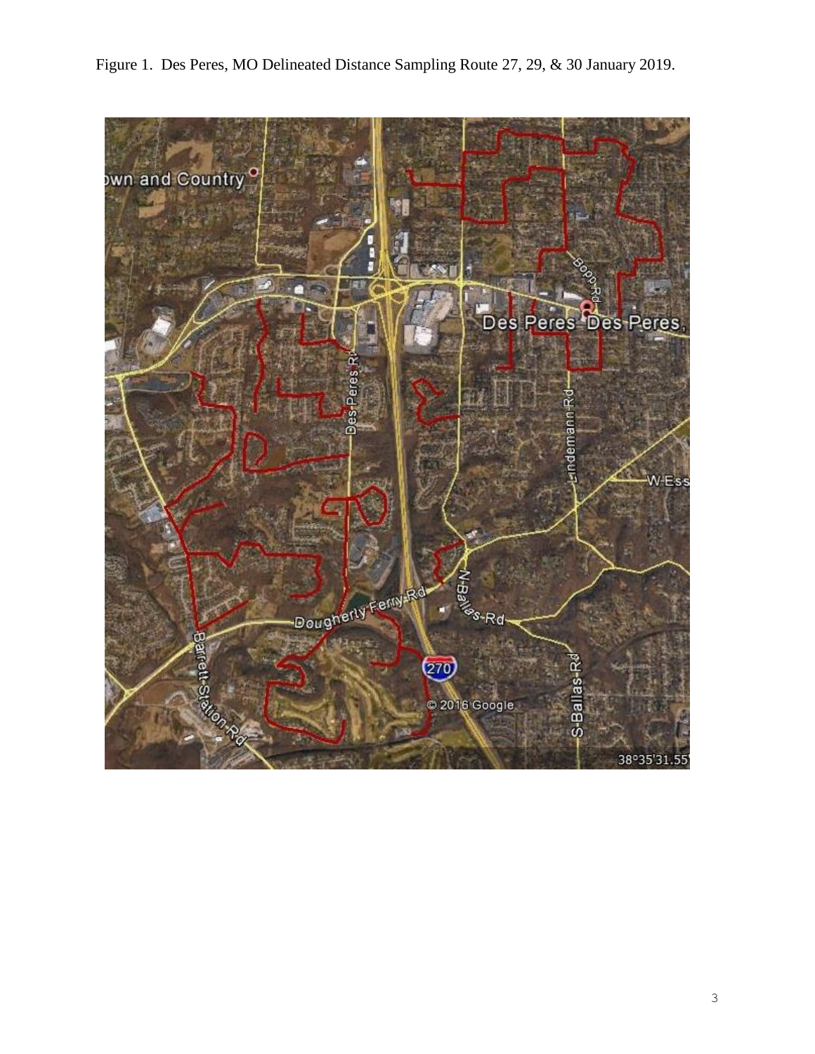Figure 1. Des Peres, MO Delineated Distance Sampling Route 27, 29, & 30 January 2019.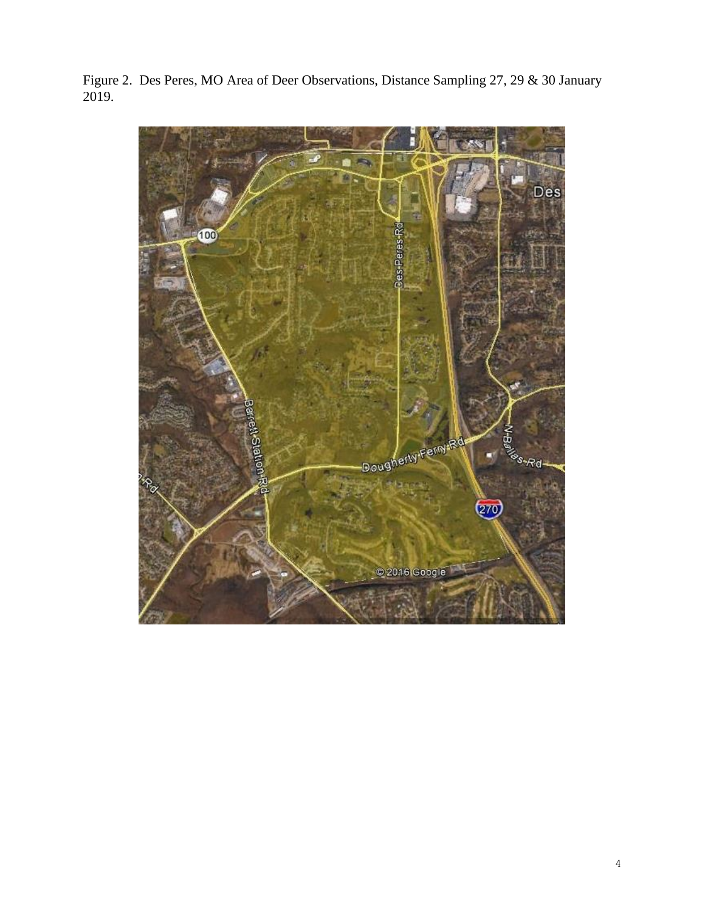Figure 2. Des Peres, MO Area of Deer Observations, Distance Sampling 27, 29 & 30 January 2019.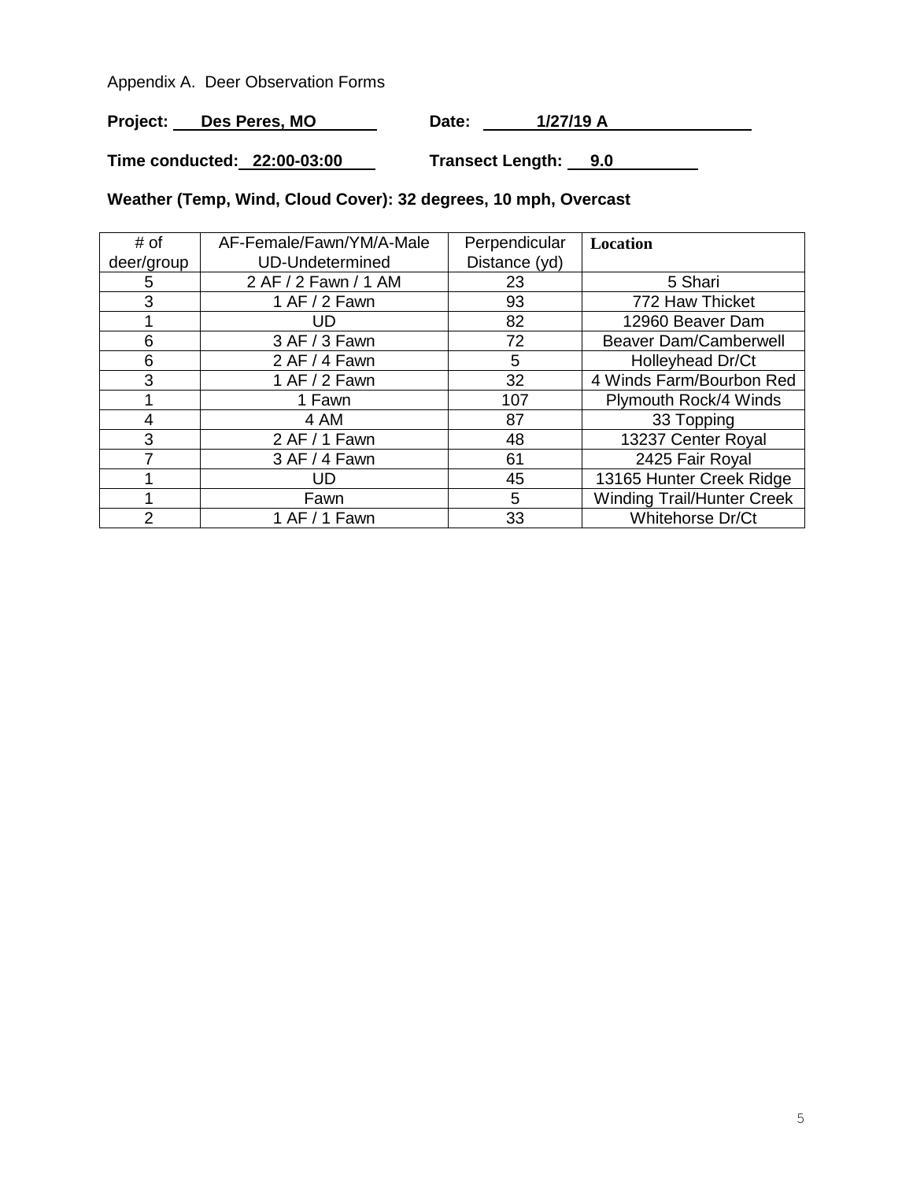Appendix A. Deer Observation Forms

**Project:** **Des Peres, MO** **Date:** **1/27/19 A**

**Time conducted:** **22:00-03:00** **Transect Length:** **9.0**

**Weather (Temp, Wind, Cloud Cover): 32 degrees, 10 mph, Overcast**

| # of deer/group | AF-Female/Fawn/YM/A-Male UD-Undetermined | Perpendicular Distance (yd) | **Location** |
|---|---|---|---|
| 5 | 2 AF / 2 Fawn / 1 AM | 23 | 5 Shari |
| 3 | 1 AF / 2 Fawn | 93 | 772 Haw Thicket |
| 1 | UD | 82 | 12960 Beaver Dam |
| 6 | 3 AF / 3 Fawn | 72 | Beaver Dam/Camberwell |
| 6 | 2 AF / 4 Fawn | 5 | Holleyhead Dr/Ct |
| 3 | 1 AF / 2 Fawn | 32 | 4 Winds Farm/Bourbon Red |
| 1 | 1 Fawn | 107 | Plymouth Rock/4 Winds |
| 4 | 4 AM | 87 | 33 Topping |
| 3 | 2 AF / 1 Fawn | 48 | 13237 Center Royal |
| 7 | 3 AF / 4 Fawn | 61 | 2425 Fair Royal |
| 1 | UD | 45 | 13165 Hunter Creek Ridge |
| 1 | Fawn | 5 | Winding Trail/Hunter Creek |
| 2 | 1 AF / 1 Fawn | 33 | Whitehorse Dr/Ct |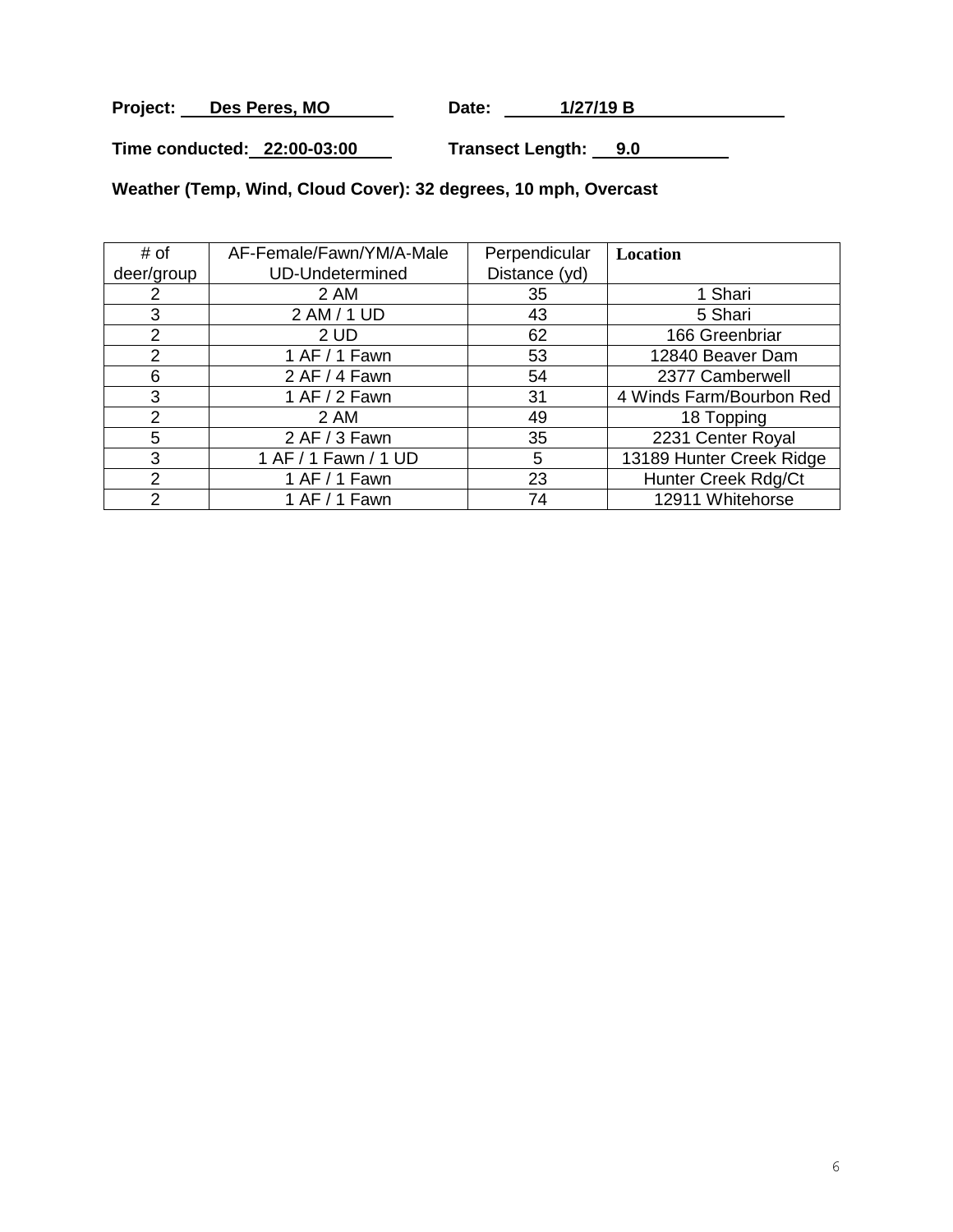**Project:** Des Peres, MO **Date:** 1/27/19 B

**Time conducted:** 22:00-03:00 **Transect Length:** 9.0

**Weather (Temp, Wind, Cloud Cover): 32 degrees, 10 mph, Overcast**

| # of deer/group | AF-Female/Fawn/YM/A-Male UD-Undetermined | Perpendicular Distance (yd) | Location |
|---|---|---|---|
| 2 | 2 AM | 35 | 1 Shari |
| 3 | 2 AM / 1 UD | 43 | 5 Shari |
| 2 | 2 UD | 62 | 166 Greenbriar |
| 2 | 1 AF / 1 Fawn | 53 | 12840 Beaver Dam |
| 6 | 2 AF / 4 Fawn | 54 | 2377 Camberwell |
| 3 | 1 AF / 2 Fawn | 31 | 4 Winds Farm/Bourbon Red |
| 2 | 2 AM | 49 | 18 Topping |
| 5 | 2 AF / 3 Fawn | 35 | 2231 Center Royal |
| 3 | 1 AF / 1 Fawn / 1 UD | 5 | 13189 Hunter Creek Ridge |
| 2 | 1 AF / 1 Fawn | 23 | Hunter Creek Rdg/Ct |
| 2 | 1 AF / 1 Fawn | 74 | 12911 Whitehorse |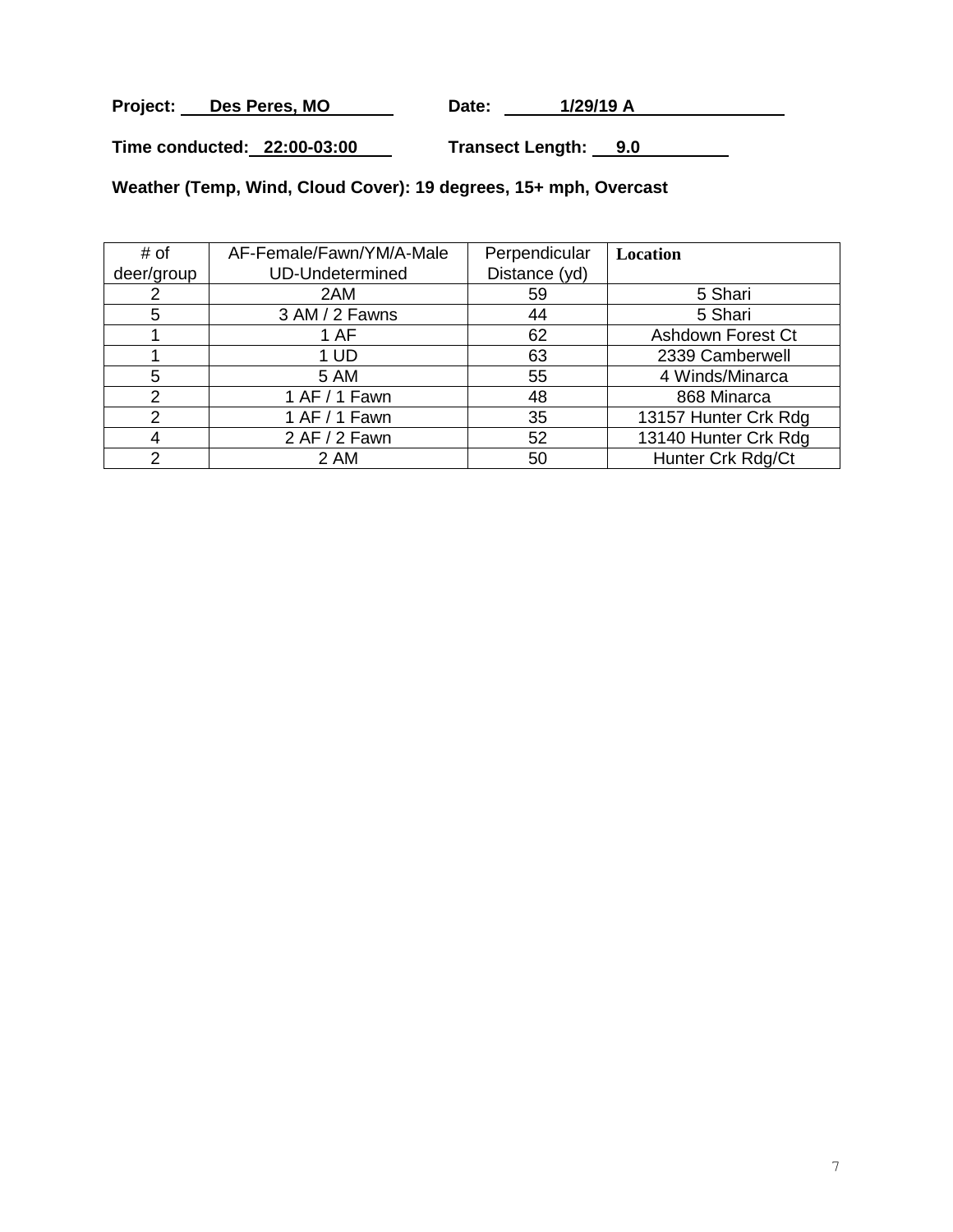**Project:** Des Peres, MO **Date:** 1/29/19 A

**Time conducted:** 22:00-03:00 **Transect Length:** 9.0

**Weather (Temp, Wind, Cloud Cover): 19 degrees, 15+ mph, Overcast**

| # of deer/group | AF-Female/Fawn/YM/A-Male UD-Undetermined | Perpendicular Distance (yd) | **Location** |
|---|---|---|---|
| 2 | 2AM | 59 | 5 Shari |
| 5 | 3 AM / 2 Fawns | 44 | 5 Shari |
| 1 | 1 AF | 62 | Ashdown Forest Ct |
| 1 | 1 UD | 63 | 2339 Camberwell |
| 5 | 5 AM | 55 | 4 Winds/Minarca |
| 2 | 1 AF / 1 Fawn | 48 | 868 Minarca |
| 2 | 1 AF / 1 Fawn | 35 | 13157 Hunter Crk Rdg |
| 4 | 2 AF / 2 Fawn | 52 | 13140 Hunter Crk Rdg |
| 2 | 2 AM | 50 | Hunter Crk Rdg/Ct |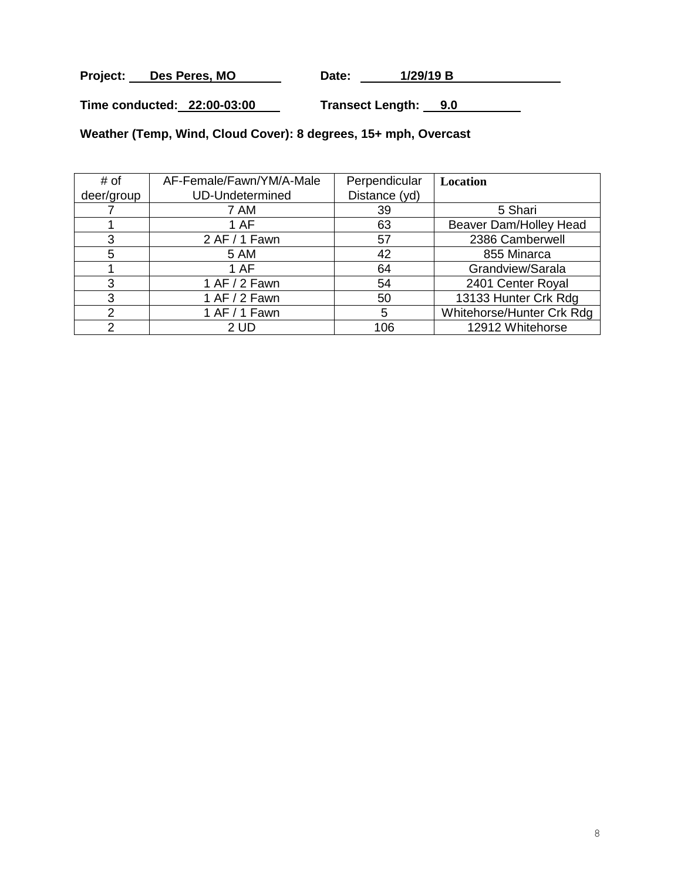**Project: Des Peres, MO** **Date: 1/29/19 B**

**Time conducted: 22:00-03:00** **Transect Length: 9.0**

**Weather (Temp, Wind, Cloud Cover): 8 degrees, 15+ mph, Overcast**

| # of deer/group | AF-Female/Fawn/YM/A-Male UD-Undetermined | Perpendicular Distance (yd) | Location |
|---|---|---|---|
| 7 | 7 AM | 39 | 5 Shari |
| 1 | 1 AF | 63 | Beaver Dam/Holley Head |
| 3 | 2 AF / 1 Fawn | 57 | 2386 Camberwell |
| 5 | 5 AM | 42 | 855 Minarca |
| 1 | 1 AF | 64 | Grandview/Sarala |
| 3 | 1 AF / 2 Fawn | 54 | 2401 Center Royal |
| 3 | 1 AF / 2 Fawn | 50 | 13133 Hunter Crk Rdg |
| 2 | 1 AF / 1 Fawn | 5 | Whitehorse/Hunter Crk Rdg |
| 2 | 2 UD | 106 | 12912 Whitehorse |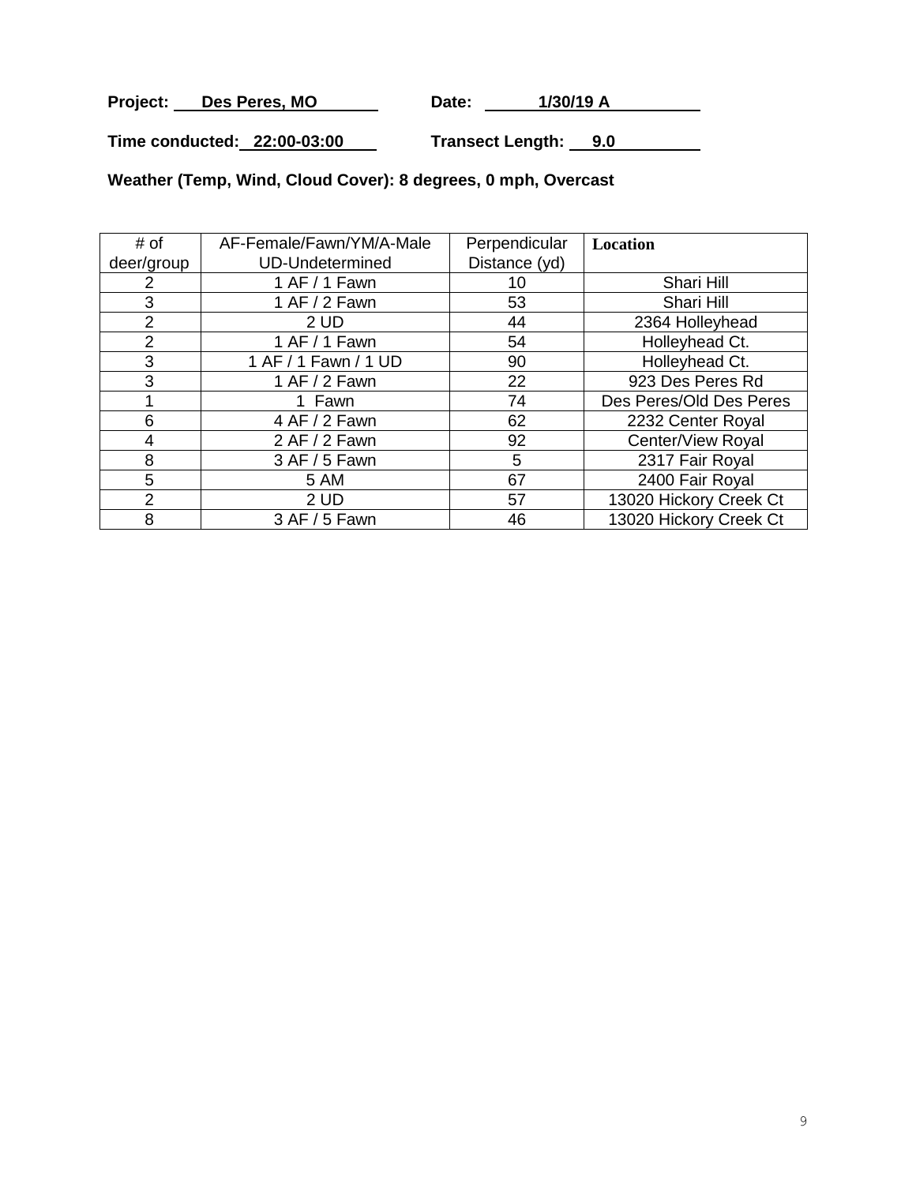**Project:** Des Peres, MO **Date:** 1/30/19 A

**Time conducted:** 22:00-03:00 **Transect Length:** 9.0

**Weather (Temp, Wind, Cloud Cover): 8 degrees, 0 mph, Overcast**

| # of deer/group | AF-Female/Fawn/YM/A-Male UD-Undetermined | Perpendicular Distance (yd) | Location |
|---|---|---|---|
| 2 | 1 AF / 1 Fawn | 10 | Shari Hill |
| 3 | 1 AF / 2 Fawn | 53 | Shari Hill |
| 2 | 2 UD | 44 | 2364 Holleyhead |
| 2 | 1 AF / 1 Fawn | 54 | Holleyhead Ct. |
| 3 | 1 AF / 1 Fawn / 1 UD | 90 | Holleyhead Ct. |
| 3 | 1 AF / 2 Fawn | 22 | 923 Des Peres Rd |
| 1 | 1 Fawn | 74 | Des Peres/Old Des Peres |
| 6 | 4 AF / 2 Fawn | 62 | 2232 Center Royal |
| 4 | 2 AF / 2 Fawn | 92 | Center/View Royal |
| 8 | 3 AF / 5 Fawn | 5 | 2317 Fair Royal |
| 5 | 5 AM | 67 | 2400 Fair Royal |
| 2 | 2 UD | 57 | 13020 Hickory Creek Ct |
| 8 | 3 AF / 5 Fawn | 46 | 13020 Hickory Creek Ct |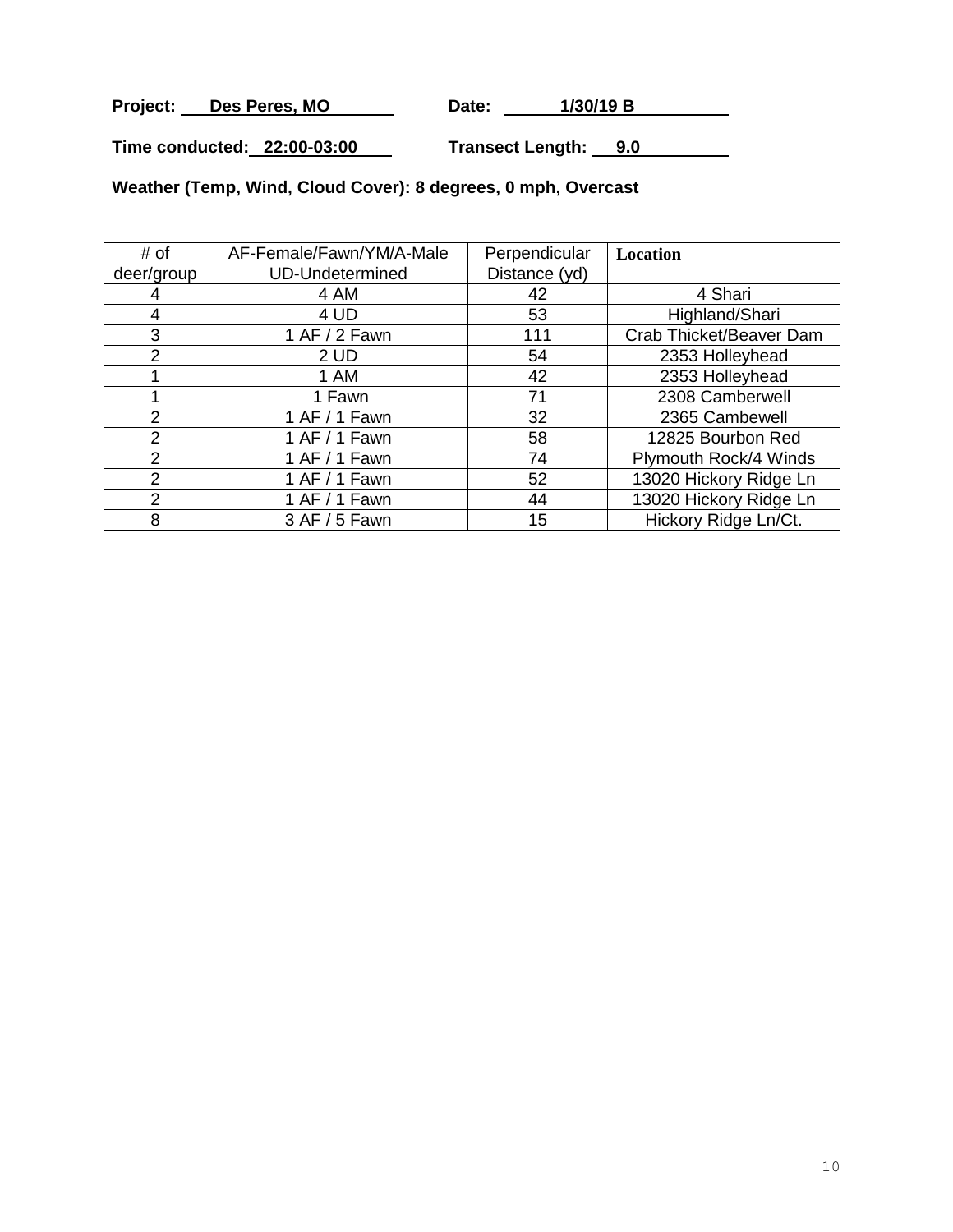**Project:** Des Peres, MO **Date:** 1/30/19 B

**Time conducted:** 22:00-03:00 **Transect Length:** 9.0

**Weather (Temp, Wind, Cloud Cover): 8 degrees, 0 mph, Overcast**

| # of deer/group | AF-Female/Fawn/YM/A-Male UD-Undetermined | Perpendicular Distance (yd) | **Location** |
|---|---|---|---|
| 4 | 4 AM | 42 | 4 Shari |
| 4 | 4 UD | 53 | Highland/Shari |
| 3 | 1 AF / 2 Fawn | 111 | Crab Thicket/Beaver Dam |
| 2 | 2 UD | 54 | 2353 Holleyhead |
| 1 | 1 AM | 42 | 2353 Holleyhead |
| 1 | 1 Fawn | 71 | 2308 Camberwell |
| 2 | 1 AF / 1 Fawn | 32 | 2365 Cambewell |
| 2 | 1 AF / 1 Fawn | 58 | 12825 Bourbon Red |
| 2 | 1 AF / 1 Fawn | 74 | Plymouth Rock/4 Winds |
| 2 | 1 AF / 1 Fawn | 52 | 13020 Hickory Ridge Ln |
| 2 | 1 AF / 1 Fawn | 44 | 13020 Hickory Ridge Ln |
| 8 | 3 AF / 5 Fawn | 15 | Hickory Ridge Ln/Ct. |